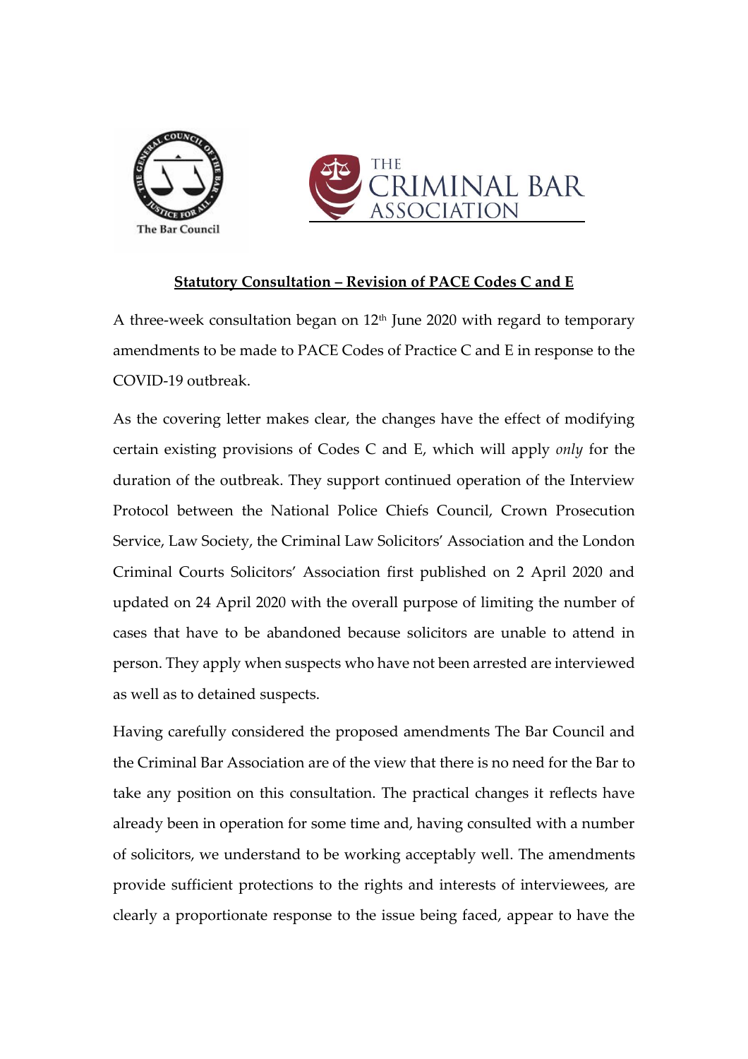**Statutory Consultation – Revision of PACE Codes C and E**

A three-week consultation began on 12th June 2020 with regard to temporary amendments to be made to PACE Codes of Practice C and E in response to the COVID-19 outbreak.

As the covering letter makes clear, the changes have the effect of modifying certain existing provisions of Codes C and E, which will apply *only* for the duration of the outbreak. They support continued operation of the Interview Protocol between the National Police Chiefs Council, Crown Prosecution Service, Law Society, the Criminal Law Solicitors' Association and the London Criminal Courts Solicitors' Association first published on 2 April 2020 and updated on 24 April 2020 with the overall purpose of limiting the number of cases that have to be abandoned because solicitors are unable to attend in person. They apply when suspects who have not been arrested are interviewed as well as to detained suspects.

Having carefully considered the proposed amendments The Bar Council and the Criminal Bar Association are of the view that there is no need for the Bar to take any position on this consultation. The practical changes it reflects have already been in operation for some time and, having consulted with a number of solicitors, we understand to be working acceptably well. The amendments provide sufficient protections to the rights and interests of interviewees, are clearly a proportionate response to the issue being faced, appear to have the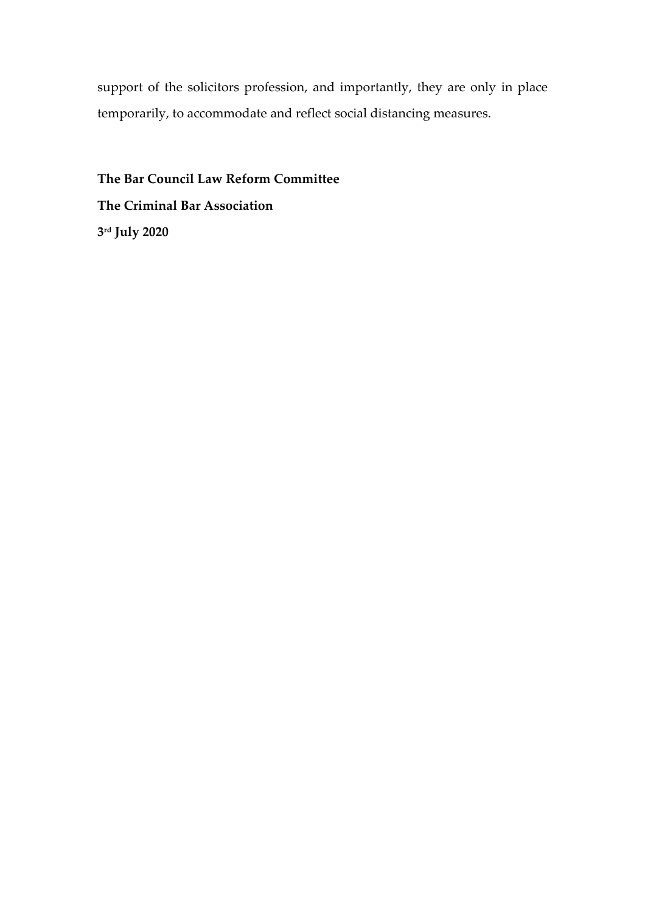support of the solicitors profession, and importantly, they are only in place temporarily, to accommodate and reflect social distancing measures.

**The Bar Council Law Reform Committee**

**The Criminal Bar Association**

**3rd July 2020**